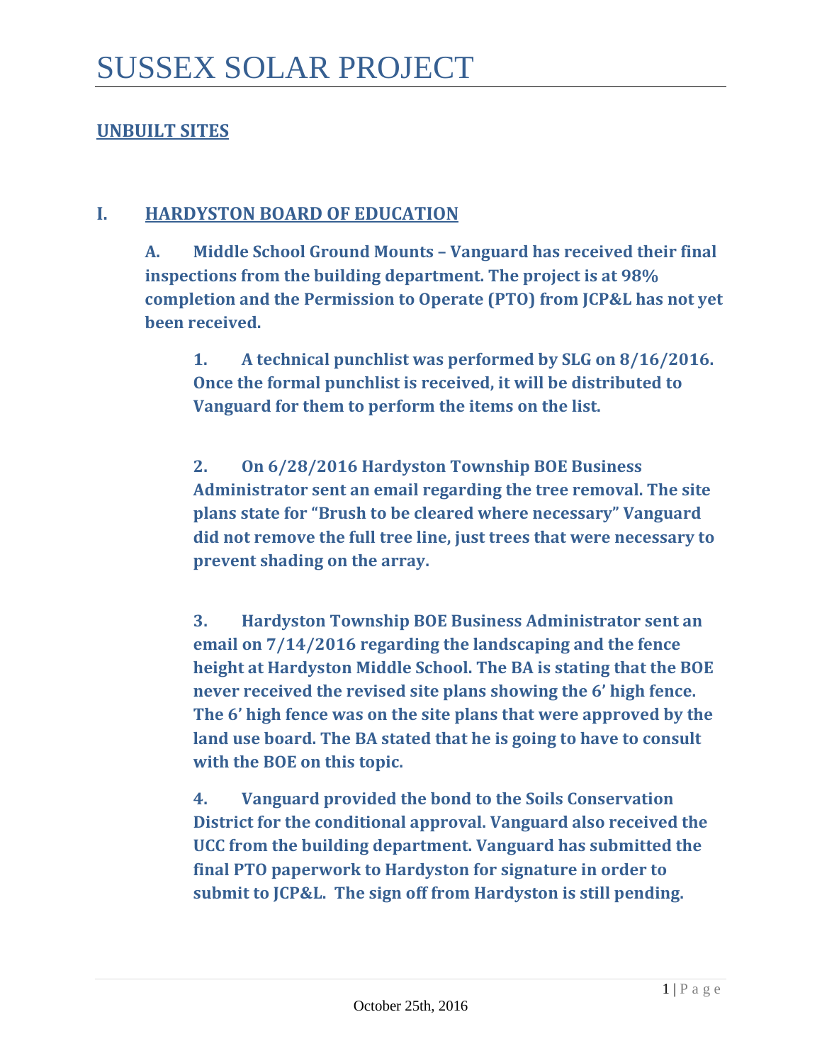# SUSSEX SOLAR PROJECT

## UNBUILT SITES

### I. HARDYSTON BOARD OF EDUCATION

**A. Middle School Ground Mounts – Vanguard has received their final inspections from the building department. The project is at 98% completion and the Permission to Operate (PTO) from JCP&L has not yet been received.**

**1. A technical punchlist was performed by SLG on 8/16/2016. Once the formal punchlist is received, it will be distributed to Vanguard for them to perform the items on the list.**

**2. On 6/28/2016 Hardyston Township BOE Business Administrator sent an email regarding the tree removal. The site plans state for "Brush to be cleared where necessary" Vanguard did not remove the full tree line, just trees that were necessary to prevent shading on the array.**

**3. Hardyston Township BOE Business Administrator sent an email on 7/14/2016 regarding the landscaping and the fence height at Hardyston Middle School. The BA is stating that the BOE never received the revised site plans showing the 6' high fence. The 6' high fence was on the site plans that were approved by the land use board. The BA stated that he is going to have to consult with the BOE on this topic.**

**4. Vanguard provided the bond to the Soils Conservation District for the conditional approval. Vanguard also received the UCC from the building department. Vanguard has submitted the final PTO paperwork to Hardyston for signature in order to submit to JCP&L. The sign off from Hardyston is still pending.**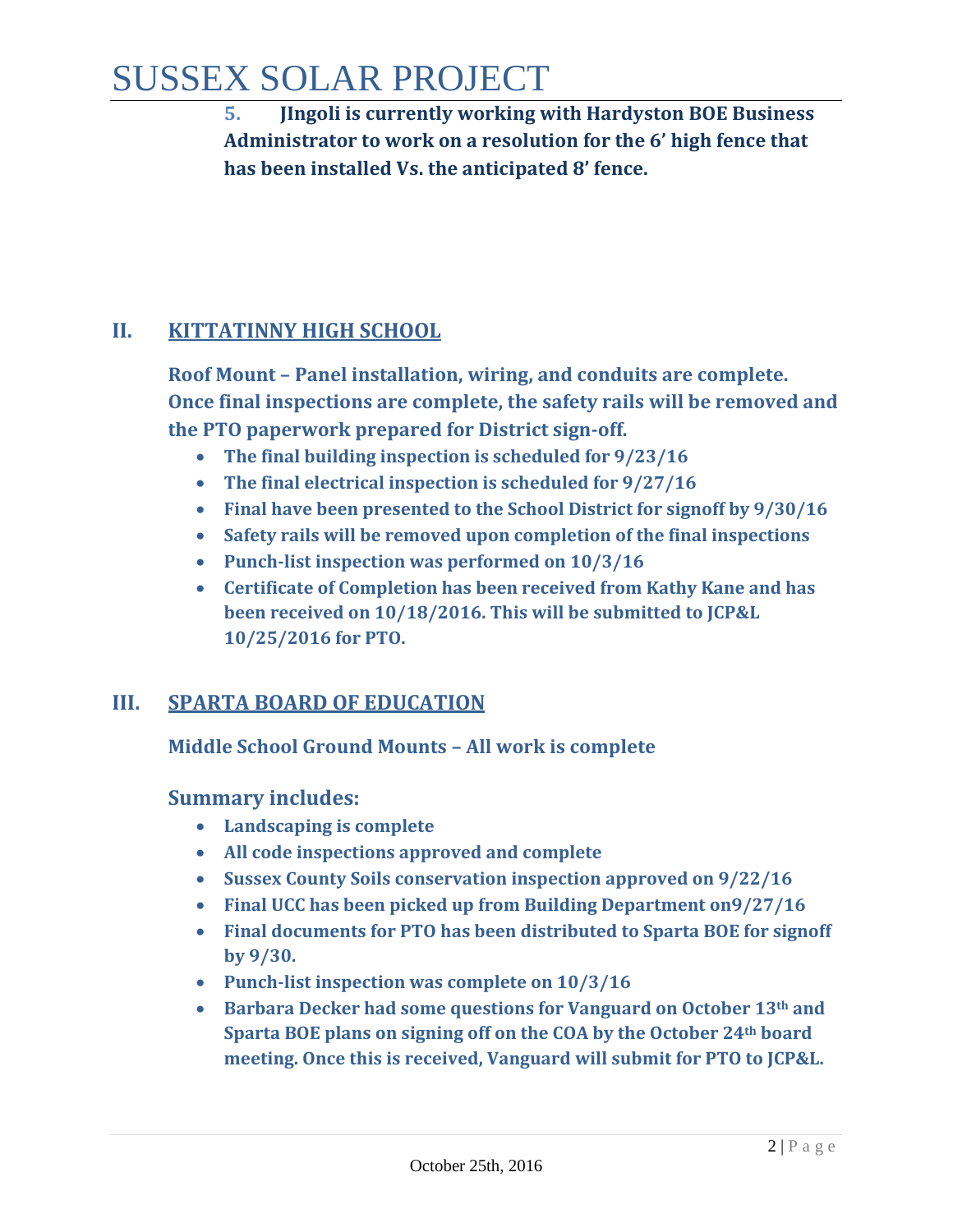**5. JIngoli is currently working with Hardyston BOE Business Administrator to work on a resolution for the 6' high fence that has been installed Vs. the anticipated 8' fence.**

## II. KITTATINNY HIGH SCHOOL

**Roof Mount – Panel installation, wiring, and conduits are complete. Once final inspections are complete, the safety rails will be removed and the PTO paperwork prepared for District sign-off.**

- **The final building inspection is scheduled for 9/23/16**
- **The final electrical inspection is scheduled for 9/27/16**
- **Final have been presented to the School District for signoff by 9/30/16**
- **Safety rails will be removed upon completion of the final inspections**
- **Punch-list inspection was performed on 10/3/16**
- **Certificate of Completion has been received from Kathy Kane and has been received on 10/18/2016. This will be submitted to JCP&L 10/25/2016 for PTO.**

## III. SPARTA BOARD OF EDUCATION

**Middle School Ground Mounts – All work is complete**

### Summary includes:

- **Landscaping is complete**
- **All code inspections approved and complete**
- **Sussex County Soils conservation inspection approved on 9/22/16**
- **Final UCC has been picked up from Building Department on9/27/16**
- **Final documents for PTO has been distributed to Sparta BOE for signoff by 9/30.**
- **Punch-list inspection was complete on 10/3/16**
- **Barbara Decker had some questions for Vanguard on October 13th and Sparta BOE plans on signing off on the COA by the October 24th board meeting. Once this is received, Vanguard will submit for PTO to JCP&L.**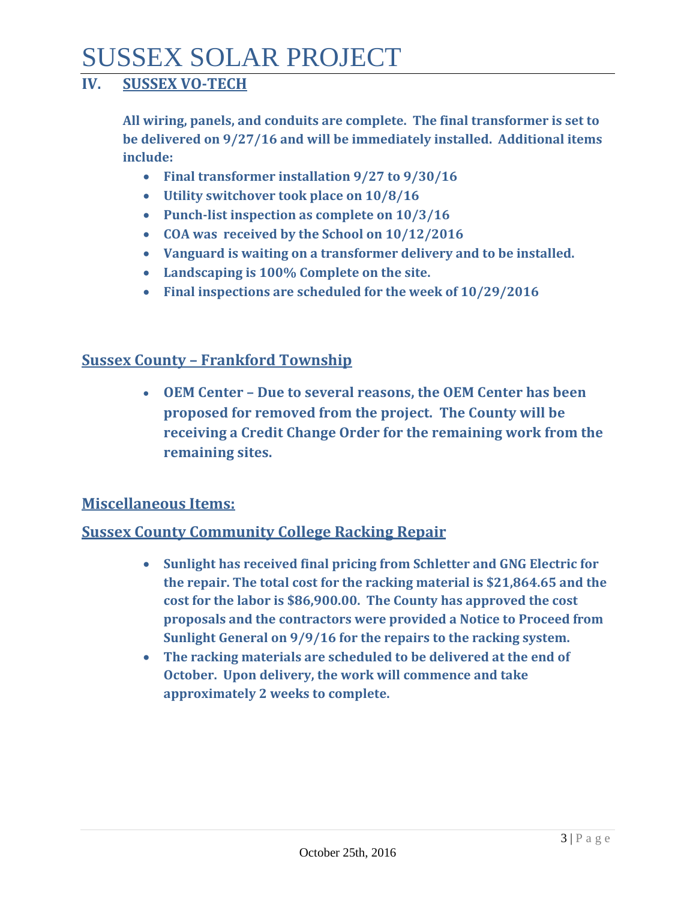## IV. SUSSEX VO-TECH

**All wiring, panels, and conduits are complete. The final transformer is set to be delivered on 9/27/16 and will be immediately installed. Additional items include:**

- **Final transformer installation 9/27 to 9/30/16**
- **Utility switchover took place on 10/8/16**
- **Punch-list inspection as complete on 10/3/16**
- **COA was received by the School on 10/12/2016**
- **Vanguard is waiting on a transformer delivery and to be installed.**
- **Landscaping is 100% Complete on the site.**
- **Final inspections are scheduled for the week of 10/29/2016**

## Sussex County – Frankford Township

- **OEM Center – Due to several reasons, the OEM Center has been proposed for removed from the project. The County will be receiving a Credit Change Order for the remaining work from the remaining sites.**

## Miscellaneous Items:

## Sussex County Community College Racking Repair

- **Sunlight has received final pricing from Schletter and GNG Electric for the repair. The total cost for the racking material is $21,864.65 and the cost for the labor is $86,900.00. The County has approved the cost proposals and the contractors were provided a Notice to Proceed from Sunlight General on 9/9/16 for the repairs to the racking system.**
- **The racking materials are scheduled to be delivered at the end of October. Upon delivery, the work will commence and take approximately 2 weeks to complete.**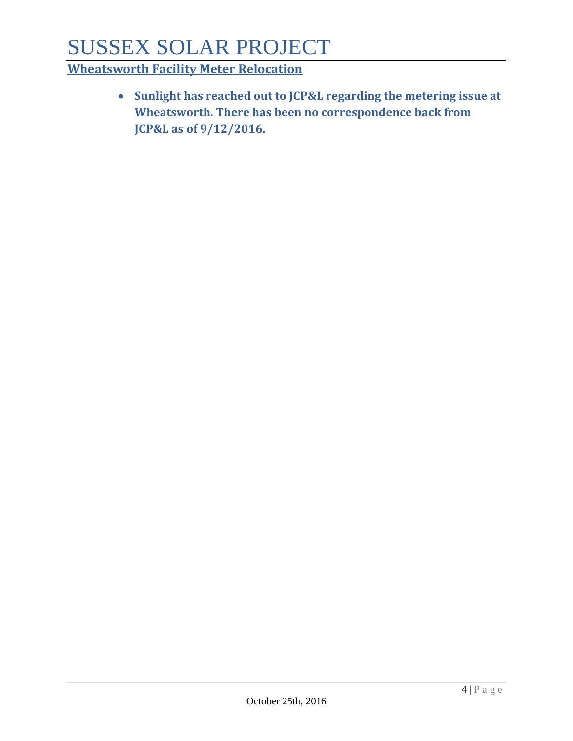# SUSSEX SOLAR PROJECT

## Wheatsworth Facility Meter Relocation

- **Sunlight has reached out to JCP&L regarding the metering issue at Wheatsworth. There has been no correspondence back from JCP&L as of 9/12/2016.**